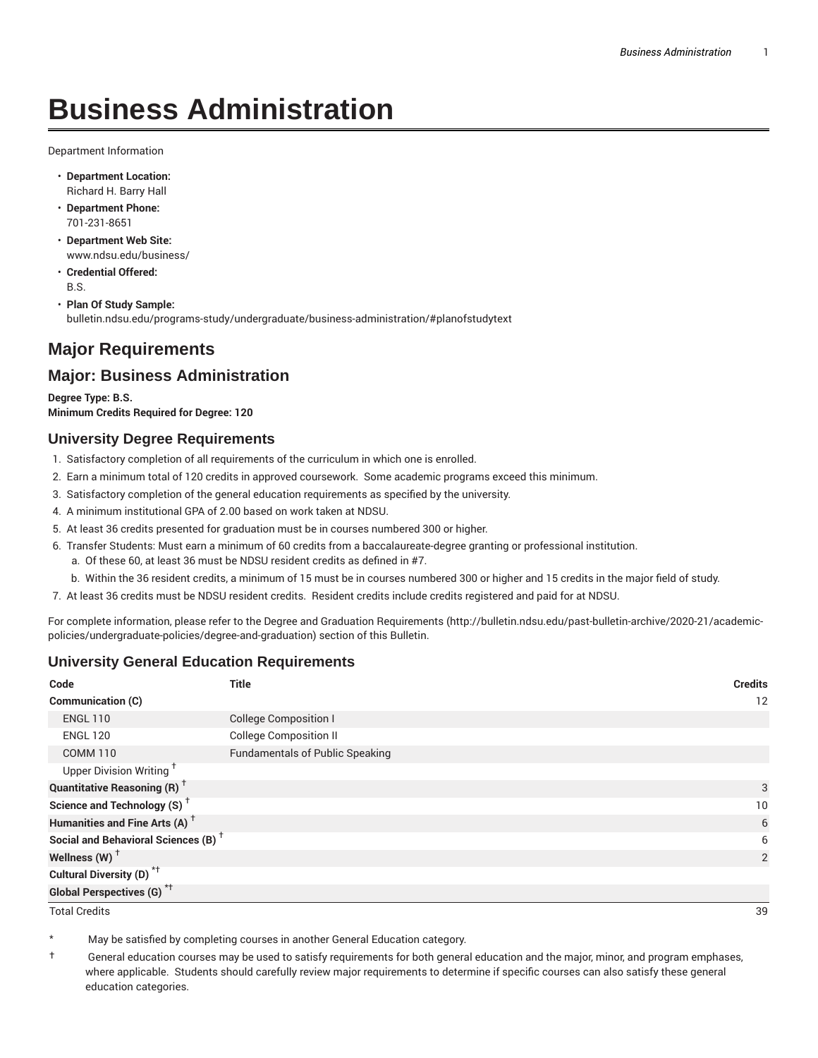# Business Administration

Department Information

- **Department Location:**
  Richard H. Barry Hall
- **Department Phone:**
  701-231-8651
- **Department Web Site:**
  www.ndsu.edu/business/
- **Credential Offered:**
  B.S.
- **Plan Of Study Sample:**
  bulletin.ndsu.edu/programs-study/undergraduate/business-administration/#planofstudytext

## Major Requirements

## Major: Business Administration

**Degree Type: B.S.**
**Minimum Credits Required for Degree: 120**

### University Degree Requirements

1. Satisfactory completion of all requirements of the curriculum in which one is enrolled.
2. Earn a minimum total of 120 credits in approved coursework. Some academic programs exceed this minimum.
3. Satisfactory completion of the general education requirements as specified by the university.
4. A minimum institutional GPA of 2.00 based on work taken at NDSU.
5. At least 36 credits presented for graduation must be in courses numbered 300 or higher.
6. Transfer Students: Must earn a minimum of 60 credits from a baccalaureate-degree granting or professional institution.
   a. Of these 60, at least 36 must be NDSU resident credits as defined in #7.
   b. Within the 36 resident credits, a minimum of 15 must be in courses numbered 300 or higher and 15 credits in the major field of study.
7. At least 36 credits must be NDSU resident credits. Resident credits include credits registered and paid for at NDSU.

For complete information, please refer to the Degree and Graduation Requirements (http://bulletin.ndsu.edu/past-bulletin-archive/2020-21/academic-policies/undergraduate-policies/degree-and-graduation) section of this Bulletin.

### University General Education Requirements

| Code | Title | Credits |
|---|---|---|
| **Communication (C)** | | 12 |
| ENGL 110 | College Composition I | |
| ENGL 120 | College Composition II | |
| COMM 110 | Fundamentals of Public Speaking | |
| Upper Division Writing † | | |
| **Quantitative Reasoning (R)** † | | 3 |
| **Science and Technology (S)** † | | 10 |
| **Humanities and Fine Arts (A)** † | | 6 |
| **Social and Behavioral Sciences (B)** † | | 6 |
| **Wellness (W)** † | | 2 |
| **Cultural Diversity (D)** *† | | |
| **Global Perspectives (G)** *† | | |
| Total Credits | | 39 |

\* May be satisfied by completing courses in another General Education category.

† General education courses may be used to satisfy requirements for both general education and the major, minor, and program emphases, where applicable. Students should carefully review major requirements to determine if specific courses can also satisfy these general education categories.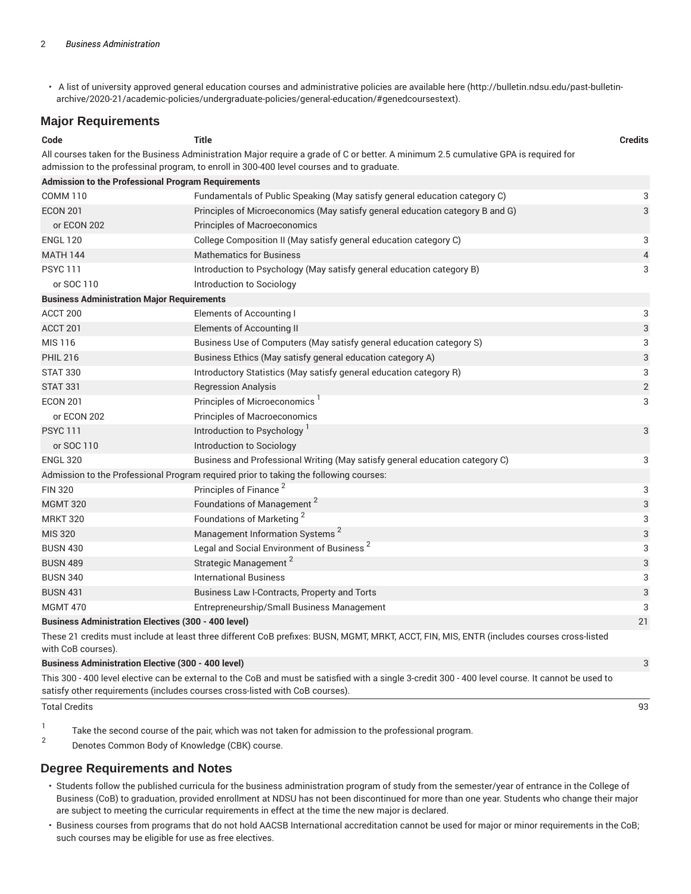- A list of university approved general education courses and administrative policies are available here (http://bulletin.ndsu.edu/past-bulletin-archive/2020-21/academic-policies/undergraduate-policies/general-education/#genedcoursestext).

## Major Requirements

| Code | Title | Credits |
|---|---|---|
| All courses taken for the Business Administration Major require a grade of C or better. A minimum 2.5 cumulative GPA is required for admission to the professinal program, to enroll in 300-400 level courses and to graduate. | | |
| **Admission to the Professional Program Requirements** | | |
| COMM 110 | Fundamentals of Public Speaking (May satisfy general education category C) | 3 |
| ECON 201 | Principles of Microeconomics (May satisfy general education category B and G) | 3 |
| or ECON 202 | Principles of Macroeconomics | |
| ENGL 120 | College Composition II (May satisfy general education category C) | 3 |
| MATH 144 | Mathematics for Business | 4 |
| PSYC 111 | Introduction to Psychology (May satisfy general education category B) | 3 |
| or SOC 110 | Introduction to Sociology | |
| **Business Administration Major Requirements** | | |
| ACCT 200 | Elements of Accounting I | 3 |
| ACCT 201 | Elements of Accounting II | 3 |
| MIS 116 | Business Use of Computers (May satisfy general education category S) | 3 |
| PHIL 216 | Business Ethics (May satisfy general education category A) | 3 |
| STAT 330 | Introductory Statistics (May satisfy general education category R) | 3 |
| STAT 331 | Regression Analysis | 2 |
| ECON 201 | Principles of Microeconomics [1] | 3 |
| or ECON 202 | Principles of Macroeconomics | |
| PSYC 111 | Introduction to Psychology [1] | 3 |
| or SOC 110 | Introduction to Sociology | |
| ENGL 320 | Business and Professional Writing (May satisfy general education category C) | 3 |
| Admission to the Professional Program required prior to taking the following courses: | | |
| FIN 320 | Principles of Finance [2] | 3 |
| MGMT 320 | Foundations of Management [2] | 3 |
| MRKT 320 | Foundations of Marketing [2] | 3 |
| MIS 320 | Management Information Systems [2] | 3 |
| BUSN 430 | Legal and Social Environment of Business [2] | 3 |
| BUSN 489 | Strategic Management [2] | 3 |
| BUSN 340 | International Business | 3 |
| BUSN 431 | Business Law I-Contracts, Property and Torts | 3 |
| MGMT 470 | Entrepreneurship/Small Business Management | 3 |
| **Business Administration Electives (300 - 400 level)** | | 21 |
| These 21 credits must include at least three different CoB prefixes: BUSN, MGMT, MRKT, ACCT, FIN, MIS, ENTR (includes courses cross-listed with CoB courses). | | |
| **Business Administration Elective (300 - 400 level)** | | 3 |
| This 300 - 400 level elective can be external to the CoB and must be satisfied with a single 3-credit 300 - 400 level course. It cannot be used to satisfy other requirements (includes courses cross-listed with CoB courses). | | |
| Total Credits | | 93 |

1. Take the second course of the pair, which was not taken for admission to the professional program.
2. Denotes Common Body of Knowledge (CBK) course.

## Degree Requirements and Notes

- Students follow the published curricula for the business administration program of study from the semester/year of entrance in the College of Business (CoB) to graduation, provided enrollment at NDSU has not been discontinued for more than one year. Students who change their major are subject to meeting the curricular requirements in effect at the time the new major is declared.
- Business courses from programs that do not hold AACSB International accreditation cannot be used for major or minor requirements in the CoB; such courses may be eligible for use as free electives.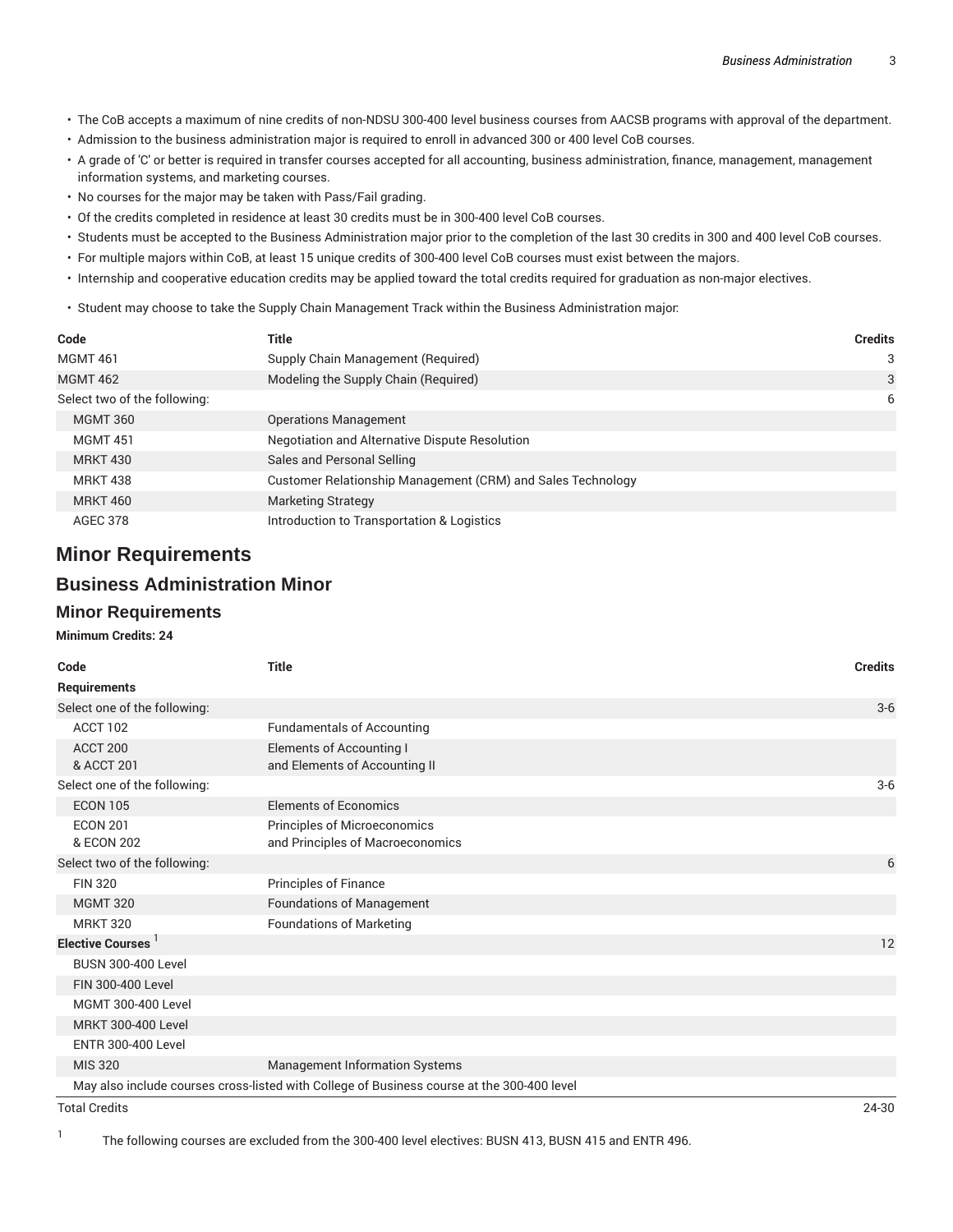- The CoB accepts a maximum of nine credits of non-NDSU 300-400 level business courses from AACSB programs with approval of the department.
- Admission to the business administration major is required to enroll in advanced 300 or 400 level CoB courses.
- A grade of 'C' or better is required in transfer courses accepted for all accounting, business administration, finance, management, management information systems, and marketing courses.
- No courses for the major may be taken with Pass/Fail grading.
- Of the credits completed in residence at least 30 credits must be in 300-400 level CoB courses.
- Students must be accepted to the Business Administration major prior to the completion of the last 30 credits in 300 and 400 level CoB courses.
- For multiple majors within CoB, at least 15 unique credits of 300-400 level CoB courses must exist between the majors.
- Internship and cooperative education credits may be applied toward the total credits required for graduation as non-major electives.
- Student may choose to take the Supply Chain Management Track within the Business Administration major:

| Code | Title | Credits |
|---|---|---|
| MGMT 461 | Supply Chain Management (Required) | 3 |
| MGMT 462 | Modeling the Supply Chain (Required) | 3 |
| Select two of the following: | | 6 |
| MGMT 360 | Operations Management | |
| MGMT 451 | Negotiation and Alternative Dispute Resolution | |
| MRKT 430 | Sales and Personal Selling | |
| MRKT 438 | Customer Relationship Management (CRM) and Sales Technology | |
| MRKT 460 | Marketing Strategy | |
| AGEC 378 | Introduction to Transportation & Logistics | |

# Minor Requirements

## Business Administration Minor

### Minor Requirements

**Minimum Credits: 24**

| Code | Title | Credits |
|---|---|---|
| **Requirements** | | |
| Select one of the following: | | 3-6 |
| ACCT 102 | Fundamentals of Accounting | |
| ACCT 200 & ACCT 201 | Elements of Accounting I and Elements of Accounting II | |
| Select one of the following: | | 3-6 |
| ECON 105 | Elements of Economics | |
| ECON 201 & ECON 202 | Principles of Microeconomics and Principles of Macroeconomics | |
| Select two of the following: | | 6 |
| FIN 320 | Principles of Finance | |
| MGMT 320 | Foundations of Management | |
| MRKT 320 | Foundations of Marketing | |
| **Elective Courses** [1] | | 12 |
| BUSN 300-400 Level | | |
| FIN 300-400 Level | | |
| MGMT 300-400 Level | | |
| MRKT 300-400 Level | | |
| ENTR 300-400 Level | | |
| MIS 320 | Management Information Systems | |
| May also include courses cross-listed with College of Business course at the 300-400 level | | |
| Total Credits | | 24-30 |

[1] The following courses are excluded from the 300-400 level electives: BUSN 413, BUSN 415 and ENTR 496.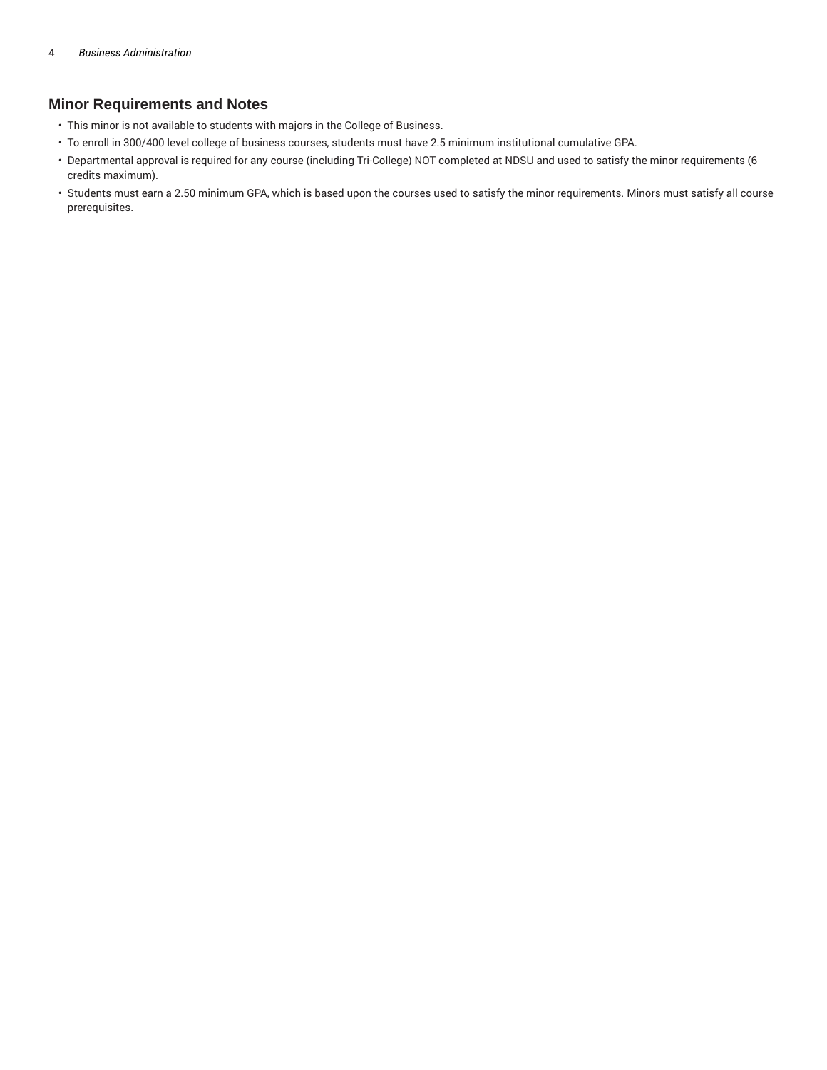## Minor Requirements and Notes

- This minor is not available to students with majors in the College of Business.
- To enroll in 300/400 level college of business courses, students must have 2.5 minimum institutional cumulative GPA.
- Departmental approval is required for any course (including Tri-College) NOT completed at NDSU and used to satisfy the minor requirements (6 credits maximum).
- Students must earn a 2.50 minimum GPA, which is based upon the courses used to satisfy the minor requirements. Minors must satisfy all course prerequisites.